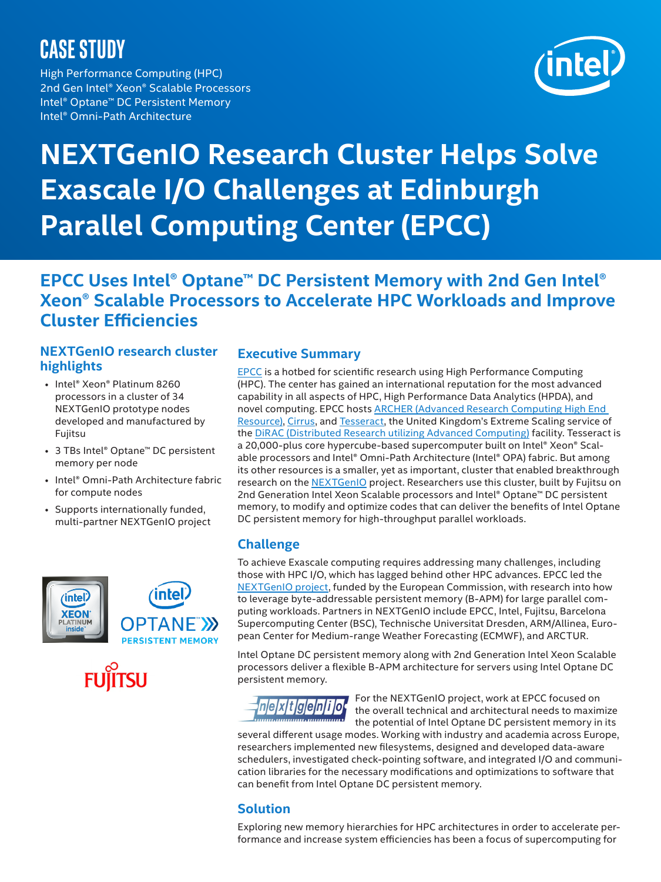# CASE STUDY

High Performance Computing (HPC)
2nd Gen Intel® Xeon® Scalable Processors
Intel® Optane™ DC Persistent Memory
Intel® Omni-Path Architecture

# NEXTGenIO Research Cluster Helps Solve Exascale I/O Challenges at Edinburgh Parallel Computing Center (EPCC)

## EPCC Uses Intel® Optane™ DC Persistent Memory with 2nd Gen Intel® Xeon® Scalable Processors to Accelerate HPC Workloads and Improve Cluster Efficiencies

### NEXTGenIO research cluster highlights

- Intel® Xeon® Platinum 8260 processors in a cluster of 34 NEXTGenIO prototype nodes developed and manufactured by Fujitsu
- 3 TBs Intel® Optane™ DC persistent memory per node
- Intel® Omni-Path Architecture fabric for compute nodes
- Supports internationally funded, multi-partner NEXTGenIO project

### Executive Summary

EPCC is a hotbed for scientific research using High Performance Computing (HPC). The center has gained an international reputation for the most advanced capability in all aspects of HPC, High Performance Data Analytics (HPDA), and novel computing. EPCC hosts ARCHER (Advanced Research Computing High End Resource), Cirrus, and Tesseract, the United Kingdom's Extreme Scaling service of the DiRAC (Distributed Research utilizing Advanced Computing) facility. Tesseract is a 20,000-plus core hypercube-based supercomputer built on Intel® Xeon® Scalable processors and Intel® Omni-Path Architecture (Intel® OPA) fabric. But among its other resources is a smaller, yet as important, cluster that enabled breakthrough research on the NEXTGenIO project. Researchers use this cluster, built by Fujitsu on 2nd Generation Intel Xeon Scalable processors and Intel® Optane™ DC persistent memory, to modify and optimize codes that can deliver the benefits of Intel Optane DC persistent memory for high-throughput parallel workloads.

### Challenge

To achieve Exascale computing requires addressing many challenges, including those with HPC I/O, which has lagged behind other HPC advances. EPCC led the NEXTGenIO project, funded by the European Commission, with research into how to leverage byte-addressable persistent memory (B-APM) for large parallel computing workloads. Partners in NEXTGenIO include EPCC, Intel, Fujitsu, Barcelona Supercomputing Center (BSC), Technische Universitat Dresden, ARM/Allinea, European Center for Medium-range Weather Forecasting (ECMWF), and ARCTUR.

Intel Optane DC persistent memory along with 2nd Generation Intel Xeon Scalable processors deliver a flexible B-APM architecture for servers using Intel Optane DC persistent memory.

For the NEXTGenIO project, work at EPCC focused on the overall technical and architectural needs to maximize the potential of Intel Optane DC persistent memory in its several different usage modes. Working with industry and academia across Europe, researchers implemented new filesystems, designed and developed data-aware schedulers, investigated check-pointing software, and integrated I/O and communication libraries for the necessary modifications and optimizations to software that can benefit from Intel Optane DC persistent memory.

### Solution

Exploring new memory hierarchies for HPC architectures in order to accelerate performance and increase system efficiencies has been a focus of supercomputing for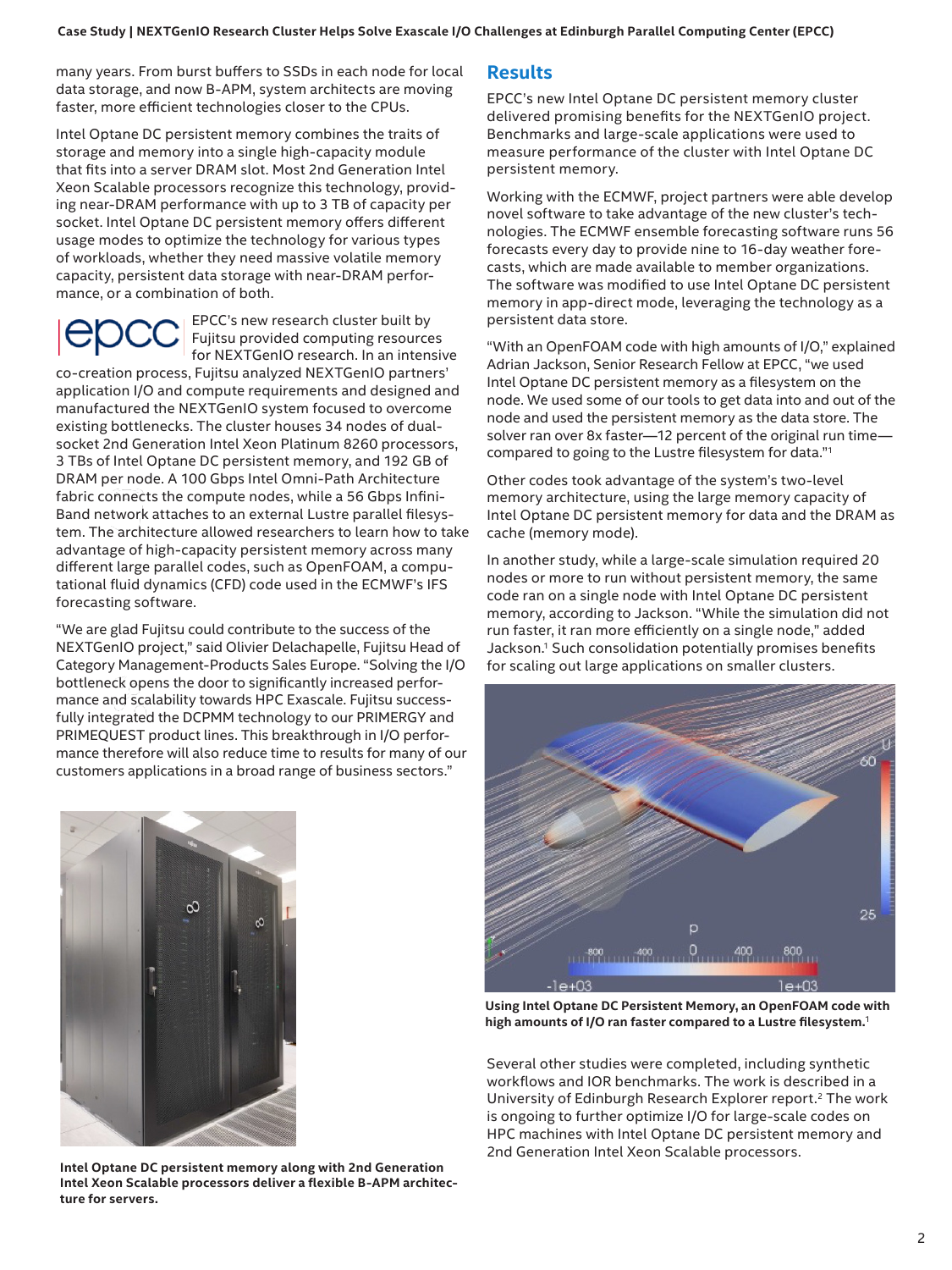many years. From burst buffers to SSDs in each node for local data storage, and now B-APM, system architects are moving faster, more efficient technologies closer to the CPUs.

Intel Optane DC persistent memory combines the traits of storage and memory into a single high-capacity module that fits into a server DRAM slot. Most 2nd Generation Intel Xeon Scalable processors recognize this technology, providing near-DRAM performance with up to 3 TB of capacity per socket. Intel Optane DC persistent memory offers different usage modes to optimize the technology for various types of workloads, whether they need massive volatile memory capacity, persistent data storage with near-DRAM performance, or a combination of both.

EPCC's new research cluster built by Fujitsu provided computing resources for NEXTGenIO research. In an intensive co-creation process, Fujitsu analyzed NEXTGenIO partners' application I/O and compute requirements and designed and manufactured the NEXTGenIO system focused to overcome existing bottlenecks. The cluster houses 34 nodes of dual-socket 2nd Generation Intel Xeon Platinum 8260 processors, 3 TBs of Intel Optane DC persistent memory, and 192 GB of DRAM per node. A 100 Gbps Intel Omni-Path Architecture fabric connects the compute nodes, while a 56 Gbps InfiniBand network attaches to an external Lustre parallel filesystem. The architecture allowed researchers to learn how to take advantage of high-capacity persistent memory across many different large parallel codes, such as OpenFOAM, a computational fluid dynamics (CFD) code used in the ECMWF's IFS forecasting software.

"We are glad Fujitsu could contribute to the success of the NEXTGenIO project," said Olivier Delachapelle, Fujitsu Head of Category Management-Products Sales Europe. "Solving the I/O bottleneck opens the door to significantly increased performance and scalability towards HPC Exascale. Fujitsu successfully integrated the DCPMM technology to our PRIMERGY and PRIMEQUEST product lines. This breakthrough in I/O performance therefore will also reduce time to results for many of our customers applications in a broad range of business sectors."

**Intel Optane DC persistent memory along with 2nd Generation Intel Xeon Scalable processors deliver a flexible B-APM architecture for servers.**

## Results

EPCC's new Intel Optane DC persistent memory cluster delivered promising benefits for the NEXTGenIO project. Benchmarks and large-scale applications were used to measure performance of the cluster with Intel Optane DC persistent memory.

Working with the ECMWF, project partners were able develop novel software to take advantage of the new cluster's technologies. The ECMWF ensemble forecasting software runs 56 forecasts every day to provide nine to 16-day weather forecasts, which are made available to member organizations. The software was modified to use Intel Optane DC persistent memory in app-direct mode, leveraging the technology as a persistent data store.

"With an OpenFOAM code with high amounts of I/O," explained Adrian Jackson, Senior Research Fellow at EPCC, "we used Intel Optane DC persistent memory as a filesystem on the node. We used some of our tools to get data into and out of the node and used the persistent memory as the data store. The solver ran over 8x faster—12 percent of the original run time—compared to going to the Lustre filesystem for data."[1]

Other codes took advantage of the system's two-level memory architecture, using the large memory capacity of Intel Optane DC persistent memory for data and the DRAM as cache (memory mode).

In another study, while a large-scale simulation required 20 nodes or more to run without persistent memory, the same code ran on a single node with Intel Optane DC persistent memory, according to Jackson. "While the simulation did not run faster, it ran more efficiently on a single node," added Jackson.[1] Such consolidation potentially promises benefits for scaling out large applications on smaller clusters.

**Using Intel Optane DC Persistent Memory, an OpenFOAM code with high amounts of I/O ran faster compared to a Lustre filesystem.[1]**

Several other studies were completed, including synthetic workflows and IOR benchmarks. The work is described in a University of Edinburgh Research Explorer report.[2] The work is ongoing to further optimize I/O for large-scale codes on HPC machines with Intel Optane DC persistent memory and 2nd Generation Intel Xeon Scalable processors.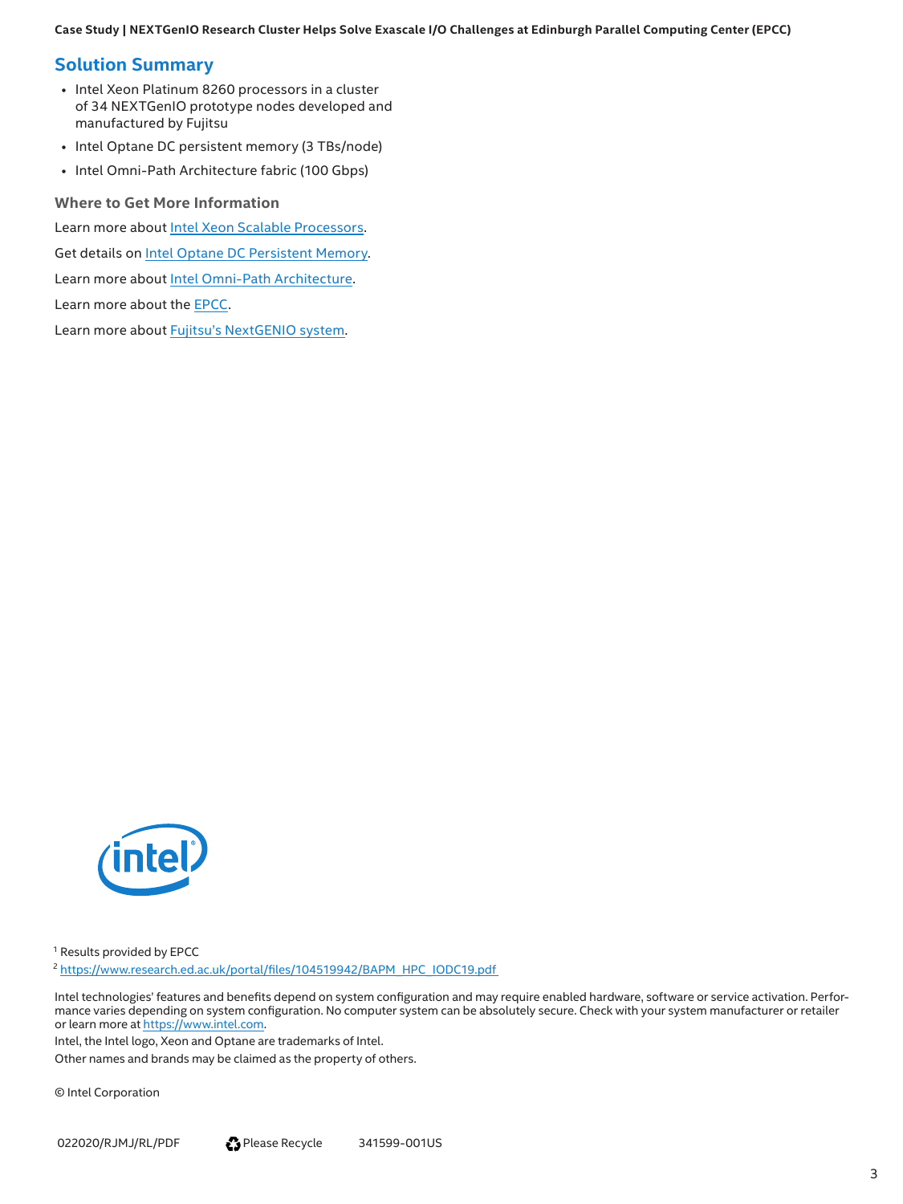## Solution Summary

- Intel Xeon Platinum 8260 processors in a cluster of 34 NEXTGenIO prototype nodes developed and manufactured by Fujitsu
- Intel Optane DC persistent memory (3 TBs/node)
- Intel Omni-Path Architecture fabric (100 Gbps)

### Where to Get More Information

Learn more about Intel Xeon Scalable Processors.

Get details on Intel Optane DC Persistent Memory.

Learn more about Intel Omni-Path Architecture.

Learn more about the EPCC.

Learn more about Fujitsu's NextGENIO system.

[1] Results provided by EPCC

[2] https://www.research.ed.ac.uk/portal/files/104519942/BAPM_HPC_IODC19.pdf

Intel technologies' features and benefits depend on system configuration and may require enabled hardware, software or service activation. Performance varies depending on system configuration. No computer system can be absolutely secure. Check with your system manufacturer or retailer or learn more at https://www.intel.com.

Intel, the Intel logo, Xeon and Optane are trademarks of Intel.

Other names and brands may be claimed as the property of others.

© Intel Corporation

022020/RJMJ/RL/PDF Please Recycle 341599-001US